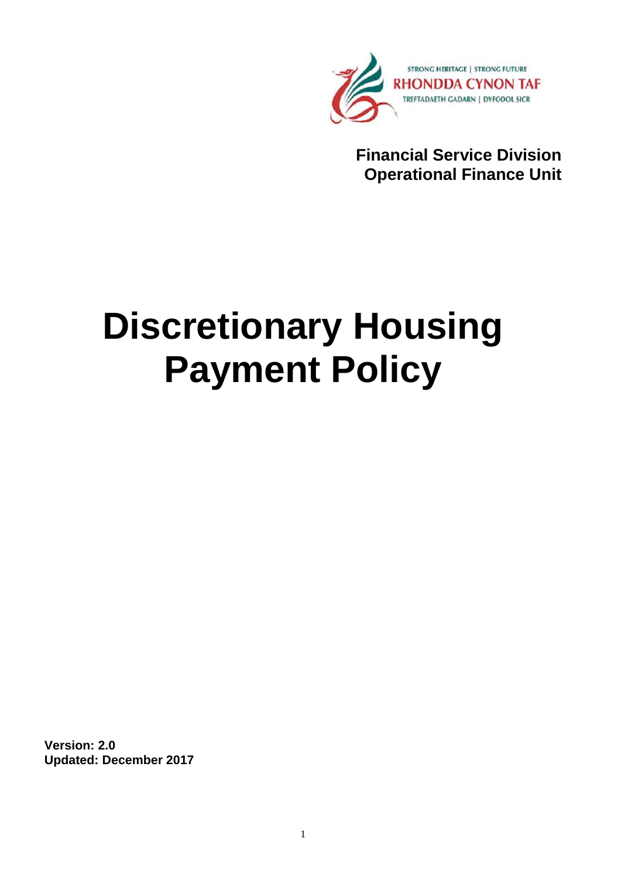STRONG HERITAGE | STRONG FUTURE
RHONDDA CYNON TAF
TREFTADAETH GADARN | DYFODOL SICR

**Financial Service Division**
**Operational Finance Unit**

# Discretionary Housing Payment Policy

**Version: 2.0**
**Updated: December 2017**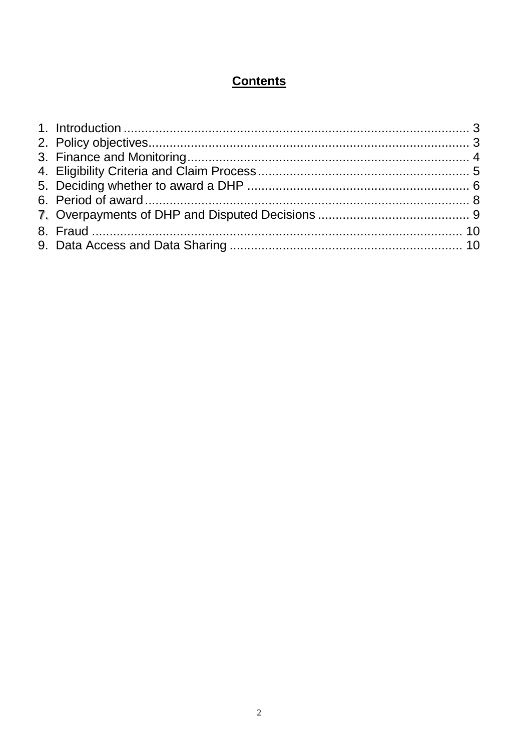## Contents

1. Introduction ........................................................................................ 3
2. Policy objectives................................................................................. 3
3. Finance and Monitoring...................................................................... 4
4. Eligibility Criteria and Claim Process................................................. 5
5. Deciding whether to award a DHP ..................................................... 6
6. Period of award.................................................................................. 8
7. Overpayments of DHP and Disputed Decisions ................................ 9
8. Fraud ................................................................................................ 10
9. Data Access and Data Sharing ......................................................... 10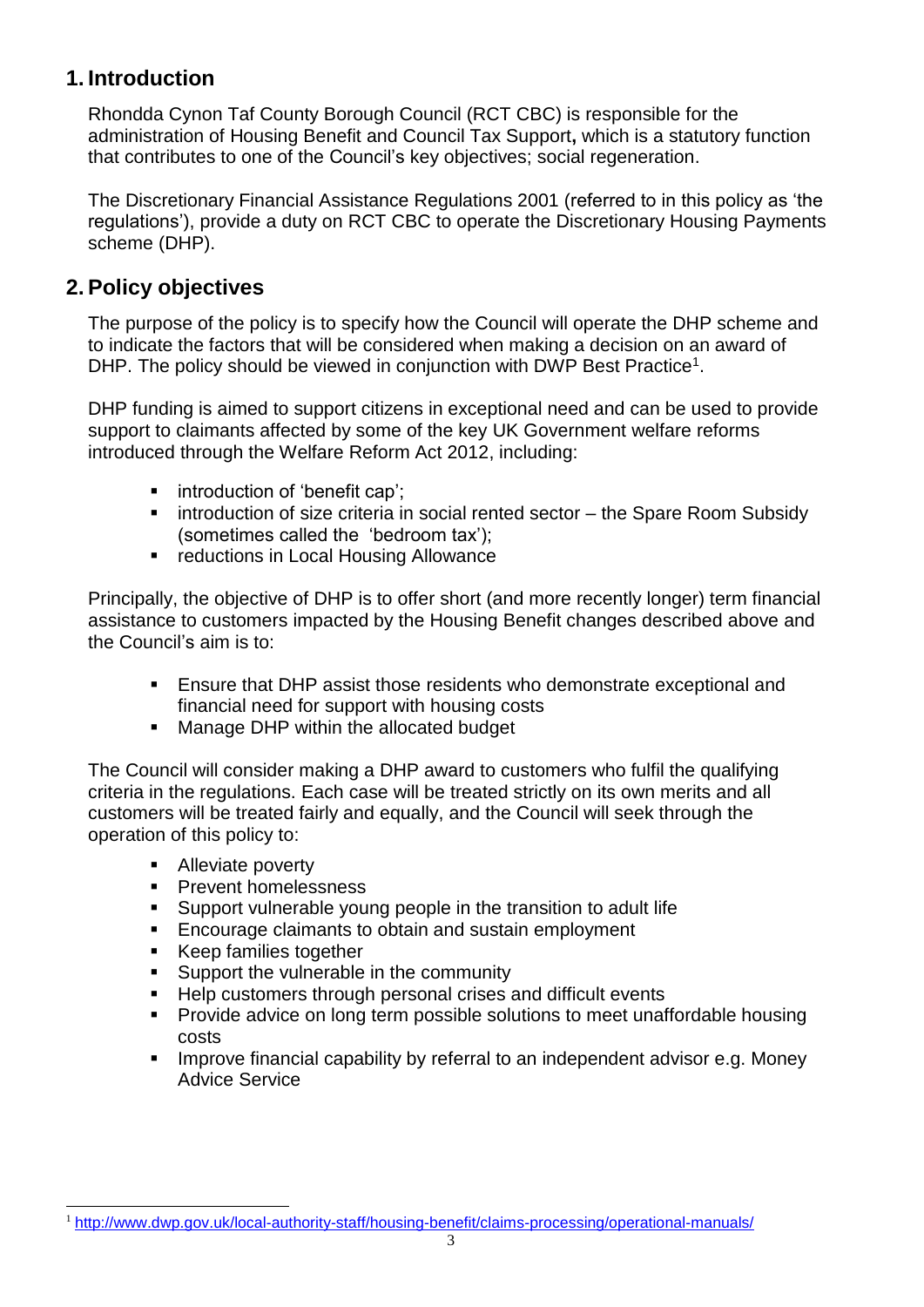## 1. Introduction

Rhondda Cynon Taf County Borough Council (RCT CBC) is responsible for the administration of Housing Benefit and Council Tax Support**,** which is a statutory function that contributes to one of the Council's key objectives; social regeneration.

The Discretionary Financial Assistance Regulations 2001 (referred to in this policy as 'the regulations'), provide a duty on RCT CBC to operate the Discretionary Housing Payments scheme (DHP).

## 2. Policy objectives

The purpose of the policy is to specify how the Council will operate the DHP scheme and to indicate the factors that will be considered when making a decision on an award of DHP. The policy should be viewed in conjunction with DWP Best Practice[1].

DHP funding is aimed to support citizens in exceptional need and can be used to provide support to claimants affected by some of the key UK Government welfare reforms introduced through the Welfare Reform Act 2012, including:

- introduction of 'benefit cap';
- introduction of size criteria in social rented sector – the Spare Room Subsidy (sometimes called the 'bedroom tax');
- reductions in Local Housing Allowance

Principally, the objective of DHP is to offer short (and more recently longer) term financial assistance to customers impacted by the Housing Benefit changes described above and the Council's aim is to:

- Ensure that DHP assist those residents who demonstrate exceptional and financial need for support with housing costs
- Manage DHP within the allocated budget

The Council will consider making a DHP award to customers who fulfil the qualifying criteria in the regulations. Each case will be treated strictly on its own merits and all customers will be treated fairly and equally, and the Council will seek through the operation of this policy to:

- Alleviate poverty
- Prevent homelessness
- Support vulnerable young people in the transition to adult life
- Encourage claimants to obtain and sustain employment
- Keep families together
- Support the vulnerable in the community
- Help customers through personal crises and difficult events
- Provide advice on long term possible solutions to meet unaffordable housing costs
- Improve financial capability by referral to an independent advisor e.g. Money Advice Service

[1] http://www.dwp.gov.uk/local-authority-staff/housing-benefit/claims-processing/operational-manuals/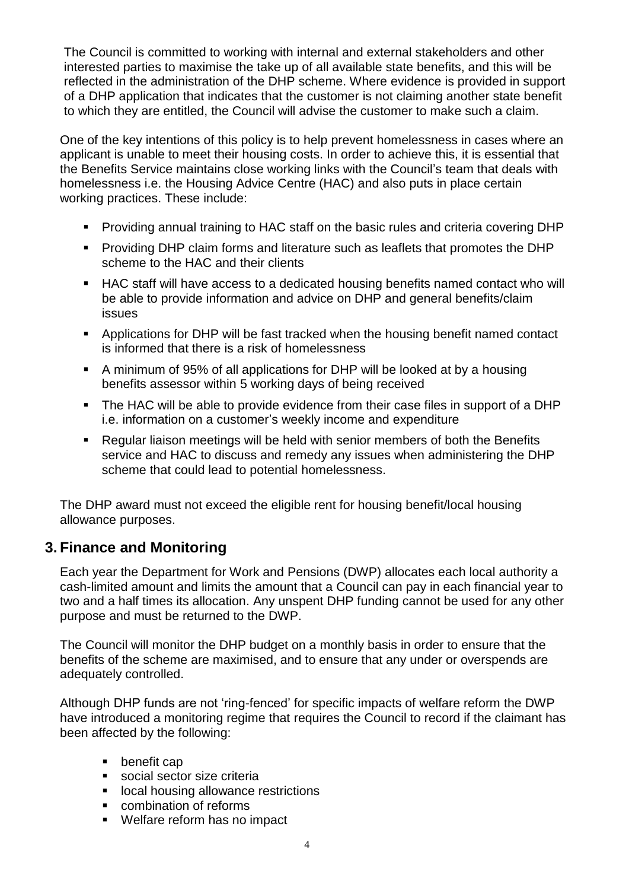The Council is committed to working with internal and external stakeholders and other interested parties to maximise the take up of all available state benefits, and this will be reflected in the administration of the DHP scheme. Where evidence is provided in support of a DHP application that indicates that the customer is not claiming another state benefit to which they are entitled, the Council will advise the customer to make such a claim.

One of the key intentions of this policy is to help prevent homelessness in cases where an applicant is unable to meet their housing costs. In order to achieve this, it is essential that the Benefits Service maintains close working links with the Council's team that deals with homelessness i.e. the Housing Advice Centre (HAC) and also puts in place certain working practices. These include:

- Providing annual training to HAC staff on the basic rules and criteria covering DHP
- Providing DHP claim forms and literature such as leaflets that promotes the DHP scheme to the HAC and their clients
- HAC staff will have access to a dedicated housing benefits named contact who will be able to provide information and advice on DHP and general benefits/claim issues
- Applications for DHP will be fast tracked when the housing benefit named contact is informed that there is a risk of homelessness
- A minimum of 95% of all applications for DHP will be looked at by a housing benefits assessor within 5 working days of being received
- The HAC will be able to provide evidence from their case files in support of a DHP i.e. information on a customer's weekly income and expenditure
- Regular liaison meetings will be held with senior members of both the Benefits service and HAC to discuss and remedy any issues when administering the DHP scheme that could lead to potential homelessness.

The DHP award must not exceed the eligible rent for housing benefit/local housing allowance purposes.

## 3. Finance and Monitoring

Each year the Department for Work and Pensions (DWP) allocates each local authority a cash-limited amount and limits the amount that a Council can pay in each financial year to two and a half times its allocation. Any unspent DHP funding cannot be used for any other purpose and must be returned to the DWP.

The Council will monitor the DHP budget on a monthly basis in order to ensure that the benefits of the scheme are maximised, and to ensure that any under or overspends are adequately controlled.

Although DHP funds are not 'ring-fenced' for specific impacts of welfare reform the DWP have introduced a monitoring regime that requires the Council to record if the claimant has been affected by the following:

- benefit cap
- social sector size criteria
- local housing allowance restrictions
- combination of reforms
- Welfare reform has no impact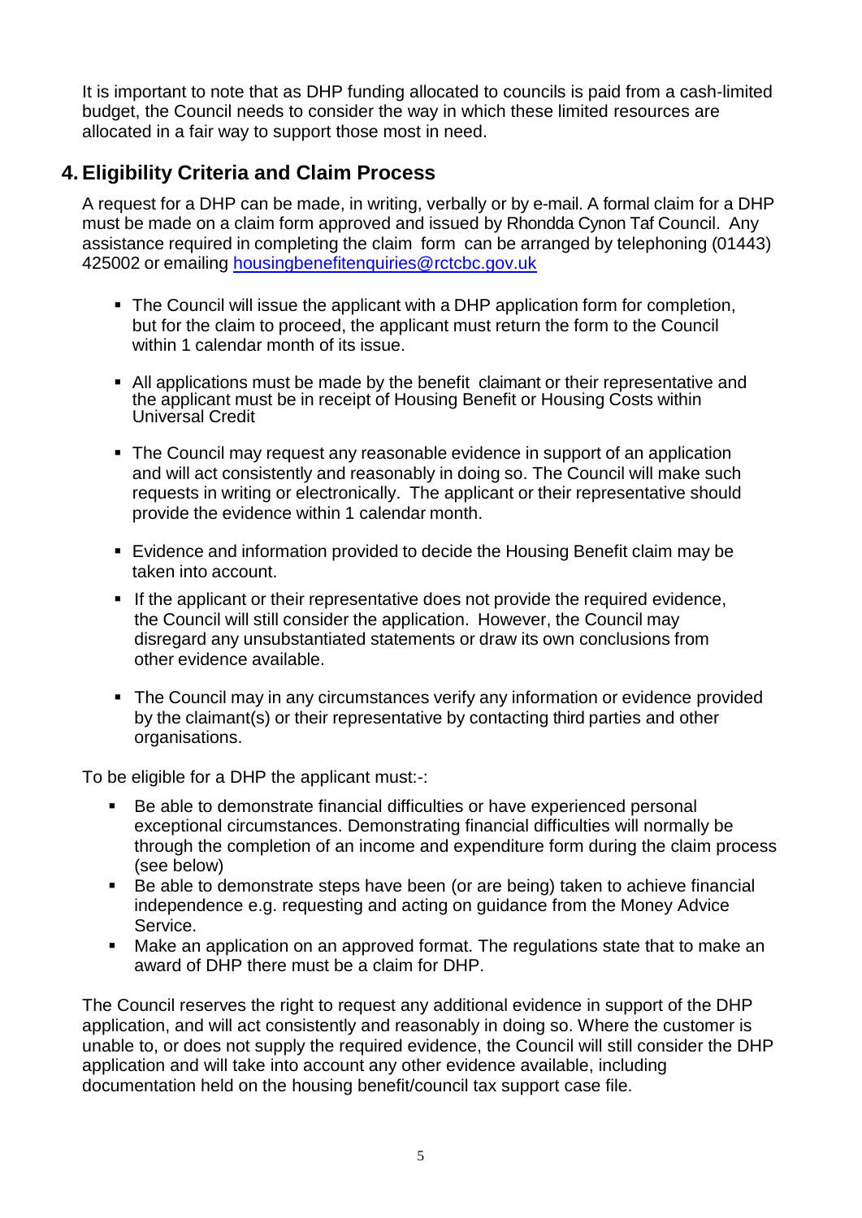It is important to note that as DHP funding allocated to councils is paid from a cash-limited budget, the Council needs to consider the way in which these limited resources are allocated in a fair way to support those most in need.

## 4. Eligibility Criteria and Claim Process

A request for a DHP can be made, in writing, verbally or by e-mail. A formal claim for a DHP must be made on a claim form approved and issued by Rhondda Cynon Taf Council. Any assistance required in completing the claim form can be arranged by telephoning (01443) 425002 or emailing housingbenefitenquiries@rctcbc.gov.uk

- The Council will issue the applicant with a DHP application form for completion, but for the claim to proceed, the applicant must return the form to the Council within 1 calendar month of its issue.
- All applications must be made by the benefit claimant or their representative and the applicant must be in receipt of Housing Benefit or Housing Costs within Universal Credit
- The Council may request any reasonable evidence in support of an application and will act consistently and reasonably in doing so. The Council will make such requests in writing or electronically. The applicant or their representative should provide the evidence within 1 calendar month.
- Evidence and information provided to decide the Housing Benefit claim may be taken into account.
- If the applicant or their representative does not provide the required evidence, the Council will still consider the application. However, the Council may disregard any unsubstantiated statements or draw its own conclusions from other evidence available.
- The Council may in any circumstances verify any information or evidence provided by the claimant(s) or their representative by contacting third parties and other organisations.

To be eligible for a DHP the applicant must:-:

- Be able to demonstrate financial difficulties or have experienced personal exceptional circumstances. Demonstrating financial difficulties will normally be through the completion of an income and expenditure form during the claim process (see below)
- Be able to demonstrate steps have been (or are being) taken to achieve financial independence e.g. requesting and acting on guidance from the Money Advice Service.
- Make an application on an approved format. The regulations state that to make an award of DHP there must be a claim for DHP.

The Council reserves the right to request any additional evidence in support of the DHP application, and will act consistently and reasonably in doing so. Where the customer is unable to, or does not supply the required evidence, the Council will still consider the DHP application and will take into account any other evidence available, including documentation held on the housing benefit/council tax support case file.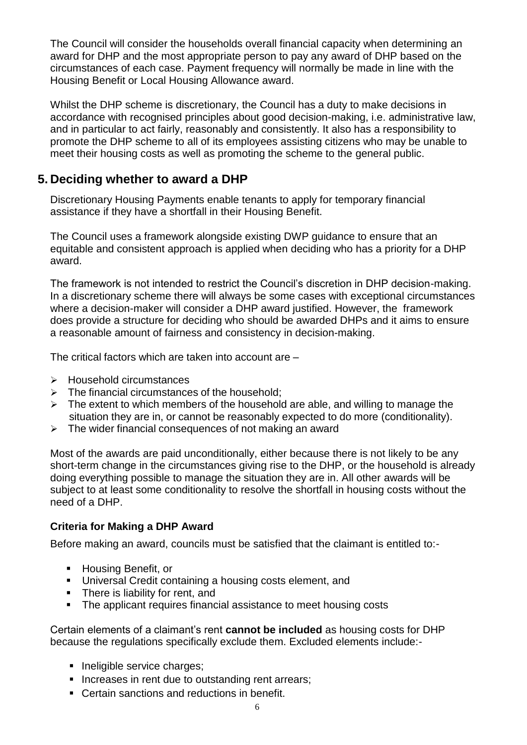The Council will consider the households overall financial capacity when determining an award for DHP and the most appropriate person to pay any award of DHP based on the circumstances of each case. Payment frequency will normally be made in line with the Housing Benefit or Local Housing Allowance award.

Whilst the DHP scheme is discretionary, the Council has a duty to make decisions in accordance with recognised principles about good decision-making, i.e. administrative law, and in particular to act fairly, reasonably and consistently. It also has a responsibility to promote the DHP scheme to all of its employees assisting citizens who may be unable to meet their housing costs as well as promoting the scheme to the general public.

## 5. Deciding whether to award a DHP

Discretionary Housing Payments enable tenants to apply for temporary financial assistance if they have a shortfall in their Housing Benefit.

The Council uses a framework alongside existing DWP guidance to ensure that an equitable and consistent approach is applied when deciding who has a priority for a DHP award.

The framework is not intended to restrict the Council's discretion in DHP decision-making. In a discretionary scheme there will always be some cases with exceptional circumstances where a decision-maker will consider a DHP award justified. However, the framework does provide a structure for deciding who should be awarded DHPs and it aims to ensure a reasonable amount of fairness and consistency in decision-making.

The critical factors which are taken into account are –

- Household circumstances
- The financial circumstances of the household;
- The extent to which members of the household are able, and willing to manage the situation they are in, or cannot be reasonably expected to do more (conditionality).
- The wider financial consequences of not making an award

Most of the awards are paid unconditionally, either because there is not likely to be any short-term change in the circumstances giving rise to the DHP, or the household is already doing everything possible to manage the situation they are in. All other awards will be subject to at least some conditionality to resolve the shortfall in housing costs without the need of a DHP.

### Criteria for Making a DHP Award

Before making an award, councils must be satisfied that the claimant is entitled to:-

- Housing Benefit, or
- Universal Credit containing a housing costs element, and
- There is liability for rent, and
- The applicant requires financial assistance to meet housing costs

Certain elements of a claimant's rent **cannot be included** as housing costs for DHP because the regulations specifically exclude them. Excluded elements include:-

- Ineligible service charges;
- Increases in rent due to outstanding rent arrears;
- Certain sanctions and reductions in benefit.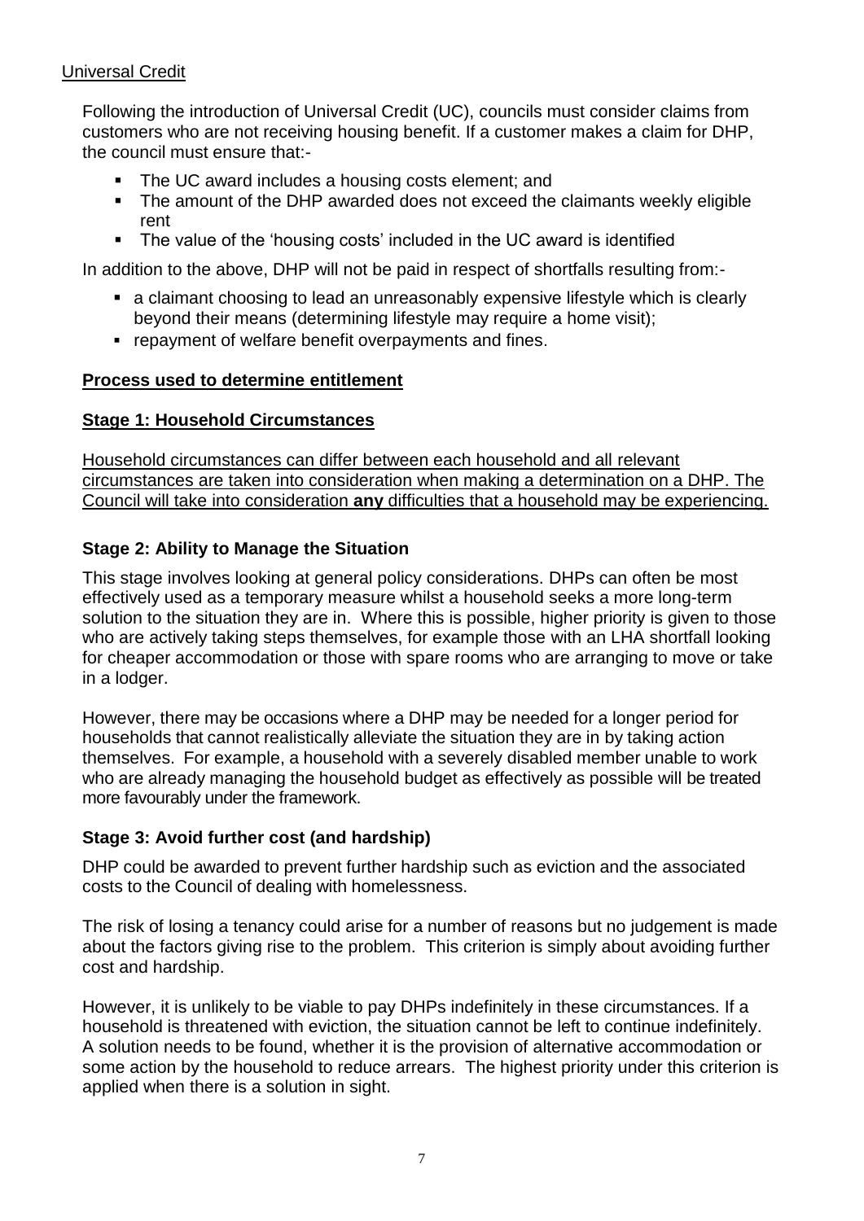Universal Credit

Following the introduction of Universal Credit (UC), councils must consider claims from customers who are not receiving housing benefit. If a customer makes a claim for DHP, the council must ensure that:-

- The UC award includes a housing costs element; and
- The amount of the DHP awarded does not exceed the claimants weekly eligible rent
- The value of the 'housing costs' included in the UC award is identified

In addition to the above, DHP will not be paid in respect of shortfalls resulting from:-

- a claimant choosing to lead an unreasonably expensive lifestyle which is clearly beyond their means (determining lifestyle may require a home visit);
- repayment of welfare benefit overpayments and fines.

## Process used to determine entitlement

### Stage 1: Household Circumstances

Household circumstances can differ between each household and all relevant circumstances are taken into consideration when making a determination on a DHP. The Council will take into consideration **any** difficulties that a household may be experiencing.

### Stage 2: Ability to Manage the Situation

This stage involves looking at general policy considerations. DHPs can often be most effectively used as a temporary measure whilst a household seeks a more long-term solution to the situation they are in. Where this is possible, higher priority is given to those who are actively taking steps themselves, for example those with an LHA shortfall looking for cheaper accommodation or those with spare rooms who are arranging to move or take in a lodger.

However, there may be occasions where a DHP may be needed for a longer period for households that cannot realistically alleviate the situation they are in by taking action themselves. For example, a household with a severely disabled member unable to work who are already managing the household budget as effectively as possible will be treated more favourably under the framework.

### Stage 3: Avoid further cost (and hardship)

DHP could be awarded to prevent further hardship such as eviction and the associated costs to the Council of dealing with homelessness.

The risk of losing a tenancy could arise for a number of reasons but no judgement is made about the factors giving rise to the problem. This criterion is simply about avoiding further cost and hardship.

However, it is unlikely to be viable to pay DHPs indefinitely in these circumstances. If a household is threatened with eviction, the situation cannot be left to continue indefinitely. A solution needs to be found, whether it is the provision of alternative accommodation or some action by the household to reduce arrears. The highest priority under this criterion is applied when there is a solution in sight.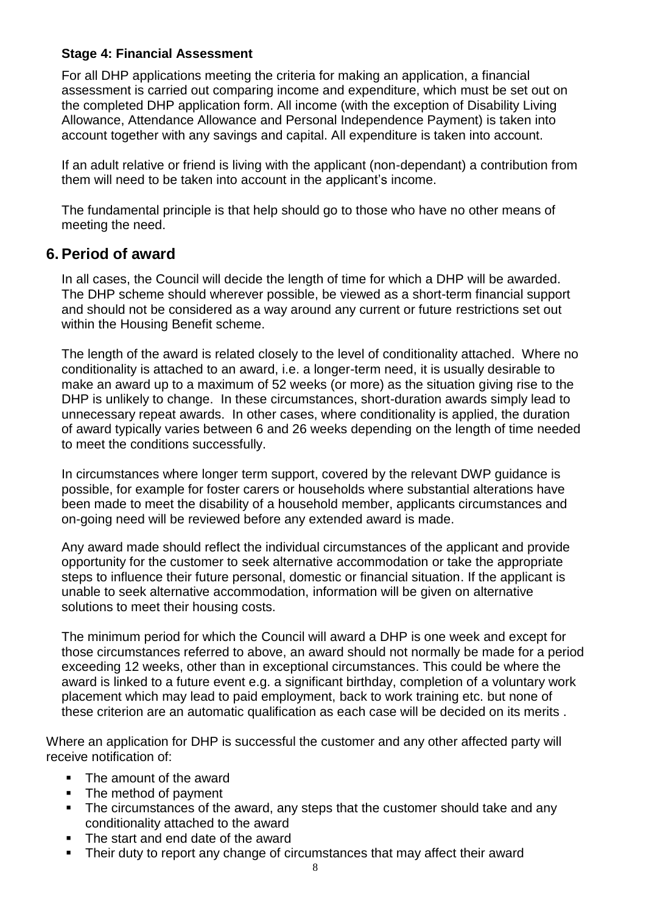**Stage 4: Financial Assessment**

For all DHP applications meeting the criteria for making an application, a financial assessment is carried out comparing income and expenditure, which must be set out on the completed DHP application form. All income (with the exception of Disability Living Allowance, Attendance Allowance and Personal Independence Payment) is taken into account together with any savings and capital. All expenditure is taken into account.

If an adult relative or friend is living with the applicant (non-dependant) a contribution from them will need to be taken into account in the applicant's income.

The fundamental principle is that help should go to those who have no other means of meeting the need.

## 6. Period of award

In all cases, the Council will decide the length of time for which a DHP will be awarded. The DHP scheme should wherever possible, be viewed as a short-term financial support and should not be considered as a way around any current or future restrictions set out within the Housing Benefit scheme.

The length of the award is related closely to the level of conditionality attached. Where no conditionality is attached to an award, i.e. a longer-term need, it is usually desirable to make an award up to a maximum of 52 weeks (or more) as the situation giving rise to the DHP is unlikely to change. In these circumstances, short-duration awards simply lead to unnecessary repeat awards. In other cases, where conditionality is applied, the duration of award typically varies between 6 and 26 weeks depending on the length of time needed to meet the conditions successfully.

In circumstances where longer term support, covered by the relevant DWP guidance is possible, for example for foster carers or households where substantial alterations have been made to meet the disability of a household member, applicants circumstances and on-going need will be reviewed before any extended award is made.

Any award made should reflect the individual circumstances of the applicant and provide opportunity for the customer to seek alternative accommodation or take the appropriate steps to influence their future personal, domestic or financial situation. If the applicant is unable to seek alternative accommodation, information will be given on alternative solutions to meet their housing costs.

The minimum period for which the Council will award a DHP is one week and except for those circumstances referred to above, an award should not normally be made for a period exceeding 12 weeks, other than in exceptional circumstances. This could be where the award is linked to a future event e.g. a significant birthday, completion of a voluntary work placement which may lead to paid employment, back to work training etc. but none of these criterion are an automatic qualification as each case will be decided on its merits .

Where an application for DHP is successful the customer and any other affected party will receive notification of:

- The amount of the award
- The method of payment
- The circumstances of the award, any steps that the customer should take and any conditionality attached to the award
- The start and end date of the award
- Their duty to report any change of circumstances that may affect their award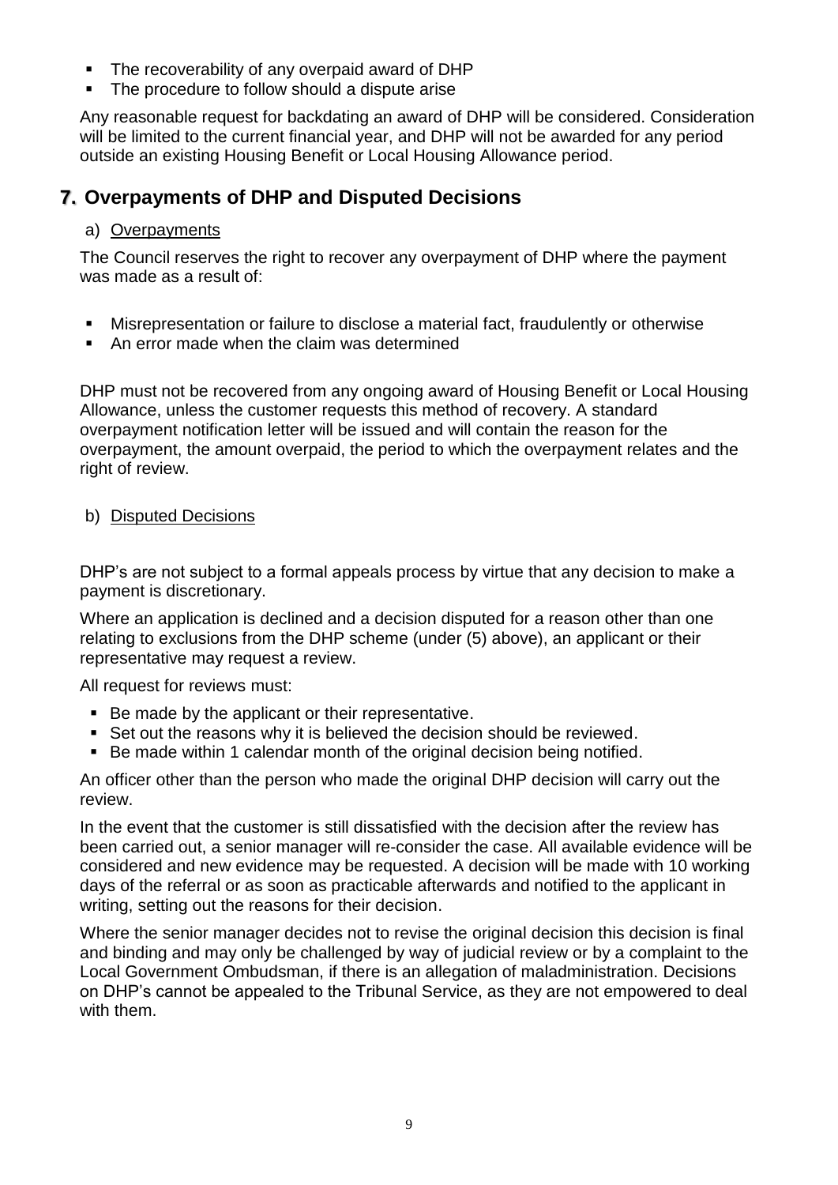- The recoverability of any overpaid award of DHP
- The procedure to follow should a dispute arise

Any reasonable request for backdating an award of DHP will be considered. Consideration will be limited to the current financial year, and DHP will not be awarded for any period outside an existing Housing Benefit or Local Housing Allowance period.

## 7. Overpayments of DHP and Disputed Decisions

a) Overpayments

The Council reserves the right to recover any overpayment of DHP where the payment was made as a result of:

- Misrepresentation or failure to disclose a material fact, fraudulently or otherwise
- An error made when the claim was determined

DHP must not be recovered from any ongoing award of Housing Benefit or Local Housing Allowance, unless the customer requests this method of recovery. A standard overpayment notification letter will be issued and will contain the reason for the overpayment, the amount overpaid, the period to which the overpayment relates and the right of review.

b) Disputed Decisions

DHP's are not subject to a formal appeals process by virtue that any decision to make a payment is discretionary.

Where an application is declined and a decision disputed for a reason other than one relating to exclusions from the DHP scheme (under (5) above), an applicant or their representative may request a review.

All request for reviews must:

- Be made by the applicant or their representative.
- Set out the reasons why it is believed the decision should be reviewed.
- Be made within 1 calendar month of the original decision being notified.

An officer other than the person who made the original DHP decision will carry out the review.

In the event that the customer is still dissatisfied with the decision after the review has been carried out, a senior manager will re-consider the case. All available evidence will be considered and new evidence may be requested. A decision will be made with 10 working days of the referral or as soon as practicable afterwards and notified to the applicant in writing, setting out the reasons for their decision.

Where the senior manager decides not to revise the original decision this decision is final and binding and may only be challenged by way of judicial review or by a complaint to the Local Government Ombudsman, if there is an allegation of maladministration. Decisions on DHP's cannot be appealed to the Tribunal Service, as they are not empowered to deal with them.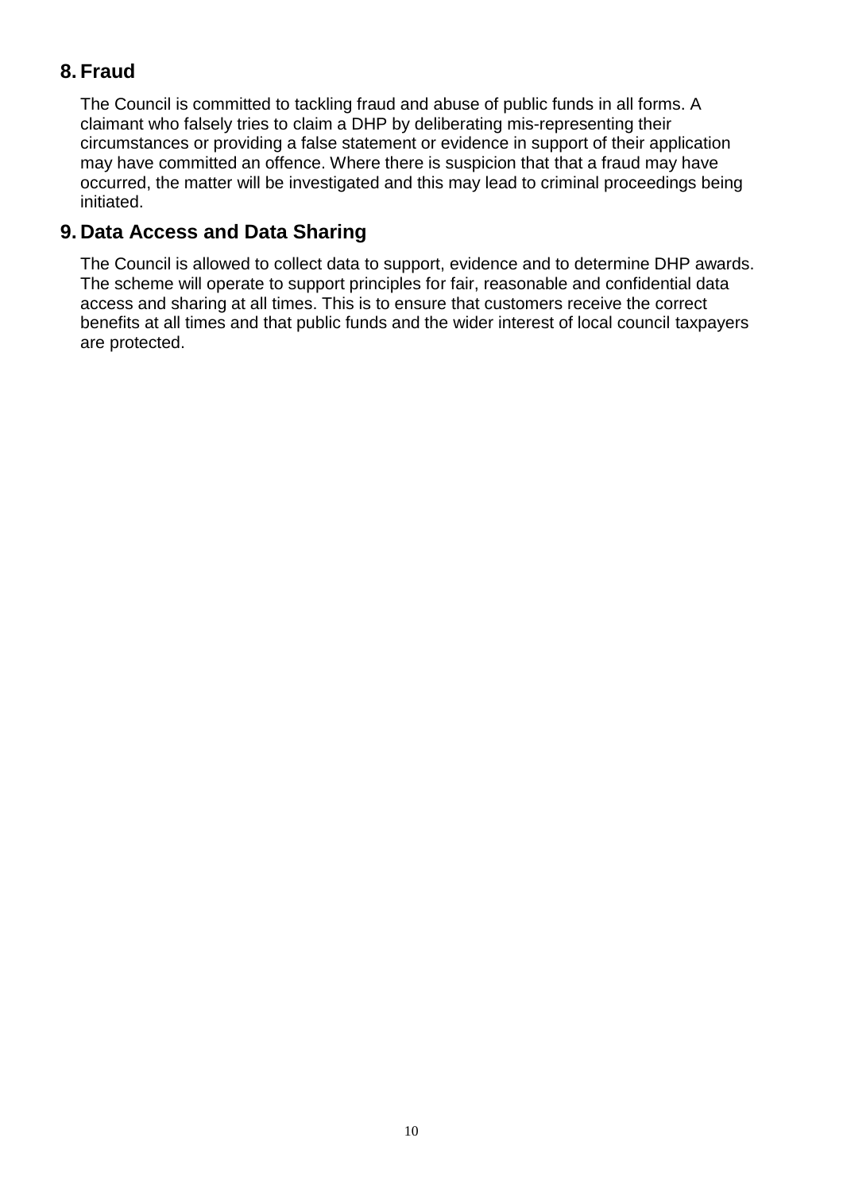## 8. Fraud

The Council is committed to tackling fraud and abuse of public funds in all forms. A claimant who falsely tries to claim a DHP by deliberating mis-representing their circumstances or providing a false statement or evidence in support of their application may have committed an offence. Where there is suspicion that that a fraud may have occurred, the matter will be investigated and this may lead to criminal proceedings being initiated.

## 9. Data Access and Data Sharing

The Council is allowed to collect data to support, evidence and to determine DHP awards. The scheme will operate to support principles for fair, reasonable and confidential data access and sharing at all times. This is to ensure that customers receive the correct benefits at all times and that public funds and the wider interest of local council taxpayers are protected.